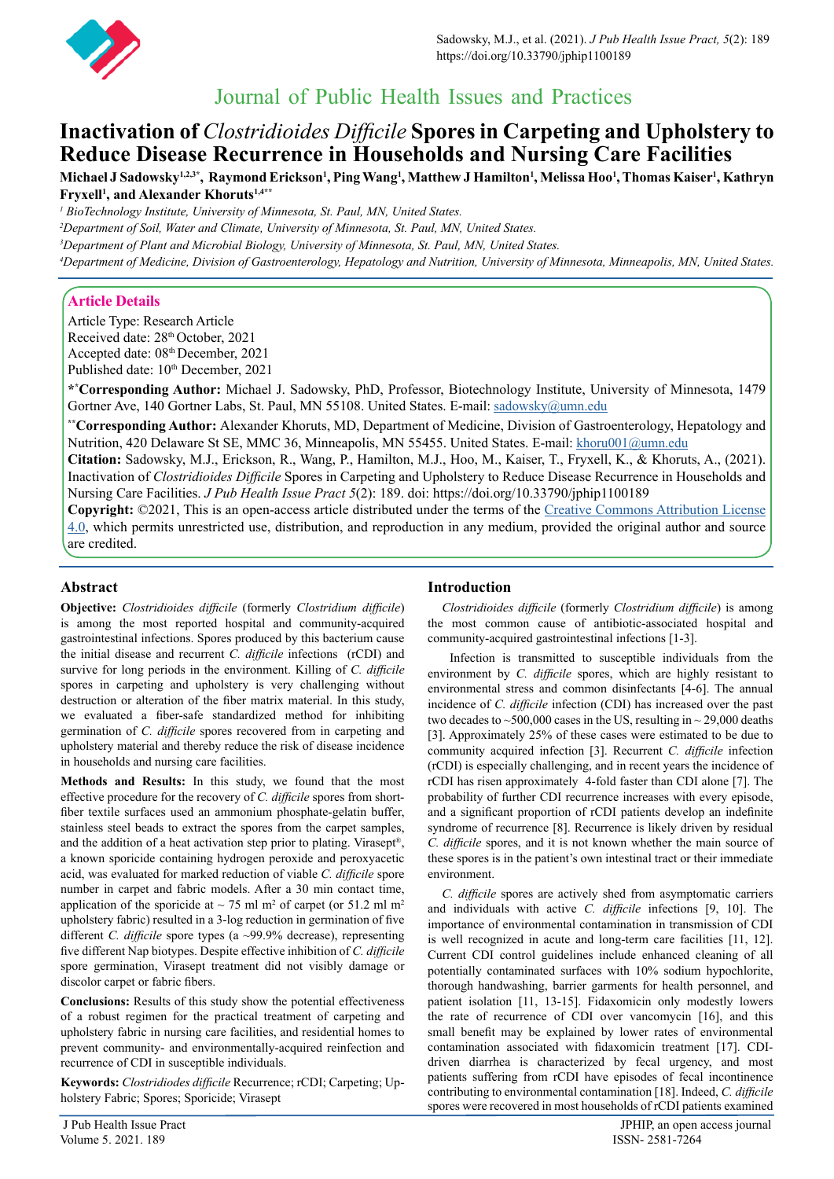# Journal of Public Health Issues and Practices

# Inactivation of *Clostridioides Difficile* Spores in Carpeting and Upholstery to Reduce Disease Recurrence in Households and Nursing Care Facilities

**Michael J Sadowsky[1,2,3*], Raymond Erickson[1], Ping Wang[1], Matthew J Hamilton[1], Melissa Hoo[1], Thomas Kaiser[1], Kathryn Fryxell[1], and Alexander Khoruts[1,4**]**

*[1] BioTechnology Institute, University of Minnesota, St. Paul, MN, United States.*

*[2]Department of Soil, Water and Climate, University of Minnesota, St. Paul, MN, United States.*

*[3]Department of Plant and Microbial Biology, University of Minnesota, St. Paul, MN, United States.*

*[4]Department of Medicine, Division of Gastroenterology, Hepatology and Nutrition, University of Minnesota, Minneapolis, MN, United States.*

## Article Details

Article Type: Research Article
Received date: 28th October, 2021
Accepted date: 08th December, 2021
Published date: 10th December, 2021

**\*Corresponding Author:** Michael J. Sadowsky, PhD, Professor, Biotechnology Institute, University of Minnesota, 1479 Gortner Ave, 140 Gortner Labs, St. Paul, MN 55108. United States. E-mail: sadowsky@umn.edu

**\*\*Corresponding Author:** Alexander Khoruts, MD, Department of Medicine, Division of Gastroenterology, Hepatology and Nutrition, 420 Delaware St SE, MMC 36, Minneapolis, MN 55455. United States. E-mail: khoru001@umn.edu

**Citation:** Sadowsky, M.J., Erickson, R., Wang, P., Hamilton, M.J., Hoo, M., Kaiser, T., Fryxell, K., & Khoruts, A., (2021). Inactivation of *Clostridioides Difficile* Spores in Carpeting and Upholstery to Reduce Disease Recurrence in Households and Nursing Care Facilities. *J Pub Health Issue Pract 5*(2): 189. doi: https://doi.org/10.33790/jphip1100189

**Copyright:** ©2021, This is an open-access article distributed under the terms of the Creative Commons Attribution License 4.0, which permits unrestricted use, distribution, and reproduction in any medium, provided the original author and source are credited.

## Abstract

**Objective:** *Clostridioides difficile* (formerly *Clostridium difficile*) is among the most reported hospital and community-acquired gastrointestinal infections. Spores produced by this bacterium cause the initial disease and recurrent *C. difficile* infections (rCDI) and survive for long periods in the environment. Killing of *C. difficile* spores in carpeting and upholstery is very challenging without destruction or alteration of the fiber matrix material. In this study, we evaluated a fiber-safe standardized method for inhibiting germination of *C. difficile* spores recovered from in carpeting and upholstery material and thereby reduce the risk of disease incidence in households and nursing care facilities.

**Methods and Results:** In this study, we found that the most effective procedure for the recovery of *C. difficile* spores from short-fiber textile surfaces used an ammonium phosphate-gelatin buffer, stainless steel beads to extract the spores from the carpet samples, and the addition of a heat activation step prior to plating. Virasept®, a known sporicide containing hydrogen peroxide and peroxyacetic acid, was evaluated for marked reduction of viable *C. difficile* spore number in carpet and fabric models. After a 30 min contact time, application of the sporicide at ~ 75 ml m$^2$ of carpet (or 51.2 ml m$^2$ upholstery fabric) resulted in a 3-log reduction in germination of five different *C. difficile* spore types (a ~99.9% decrease), representing five different Nap biotypes. Despite effective inhibition of *C. difficile* spore germination, Virasept treatment did not visibly damage or discolor carpet or fabric fibers.

**Conclusions:** Results of this study show the potential effectiveness of a robust regimen for the practical treatment of carpeting and upholstery fabric in nursing care facilities, and residential homes to prevent community- and environmentally-acquired reinfection and recurrence of CDI in susceptible individuals.

**Keywords:** *Clostridiodes difficile* Recurrence; rCDI; Carpeting; Upholstery Fabric; Spores; Sporicide; Virasept

## Introduction

*Clostridioides difficile* (formerly *Clostridium difficile*) is among the most common cause of antibiotic-associated hospital and community-acquired gastrointestinal infections [1-3].

Infection is transmitted to susceptible individuals from the environment by *C. difficile* spores, which are highly resistant to environmental stress and common disinfectants [4-6]. The annual incidence of *C. difficile* infection (CDI) has increased over the past two decades to ~500,000 cases in the US, resulting in ~ 29,000 deaths [3]. Approximately 25% of these cases were estimated to be due to community acquired infection [3]. Recurrent *C. difficile* infection (rCDI) is especially challenging, and in recent years the incidence of rCDI has risen approximately 4-fold faster than CDI alone [7]. The probability of further CDI recurrence increases with every episode, and a significant proportion of rCDI patients develop an indefinite syndrome of recurrence [8]. Recurrence is likely driven by residual *C. difficile* spores, and it is not known whether the main source of these spores is in the patient's own intestinal tract or their immediate environment.

*C. difficile* spores are actively shed from asymptomatic carriers and individuals with active *C. difficile* infections [9, 10]. The importance of environmental contamination in transmission of CDI is well recognized in acute and long-term care facilities [11, 12]. Current CDI control guidelines include enhanced cleaning of all potentially contaminated surfaces with 10% sodium hypochlorite, thorough handwashing, barrier garments for health personnel, and patient isolation [11, 13-15]. Fidaxomicin only modestly lowers the rate of recurrence of CDI over vancomycin [16], and this small benefit may be explained by lower rates of environmental contamination associated with fidaxomicin treatment [17]. CDI-driven diarrhea is characterized by fecal urgency, and most patients suffering from rCDI have episodes of fecal incontinence contributing to environmental contamination [18]. Indeed, *C. difficile* spores were recovered in most households of rCDI patients examined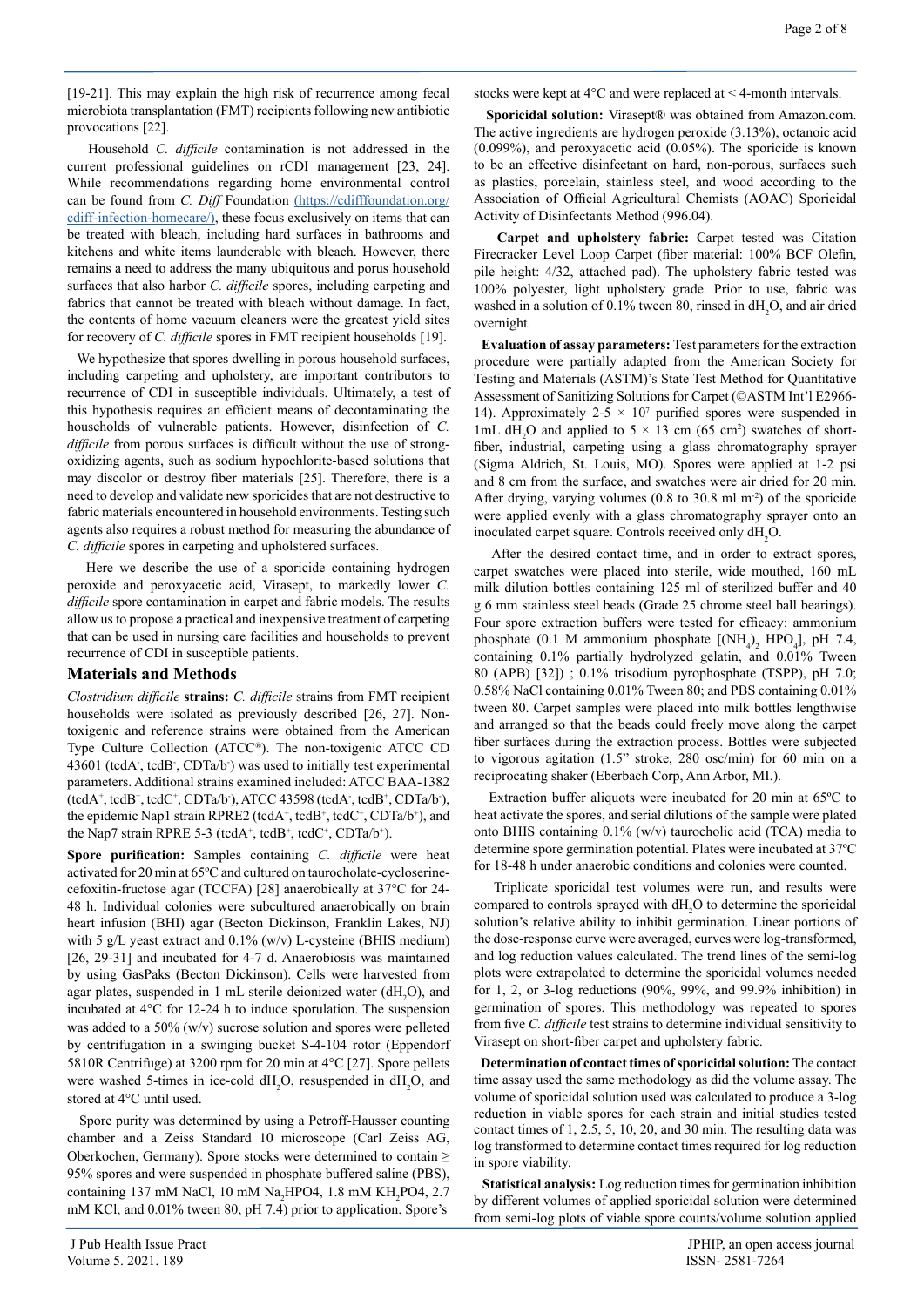[19-21]. This may explain the high risk of recurrence among fecal microbiota transplantation (FMT) recipients following new antibiotic provocations [22].

Household *C. difficile* contamination is not addressed in the current professional guidelines on rCDI management [23, 24]. While recommendations regarding home environmental control can be found from *C. Diff* Foundation (https://cdifffoundation.org/cdiff-infection-homecare/), these focus exclusively on items that can be treated with bleach, including hard surfaces in bathrooms and kitchens and white items launderable with bleach. However, there remains a need to address the many ubiquitous and porus household surfaces that also harbor *C. difficile* spores, including carpeting and fabrics that cannot be treated with bleach without damage. In fact, the contents of home vacuum cleaners were the greatest yield sites for recovery of *C. difficile* spores in FMT recipient households [19].

We hypothesize that spores dwelling in porous household surfaces, including carpeting and upholstery, are important contributors to recurrence of CDI in susceptible individuals. Ultimately, a test of this hypothesis requires an efficient means of decontaminating the households of vulnerable patients. However, disinfection of *C. difficile* from porous surfaces is difficult without the use of strong-oxidizing agents, such as sodium hypochlorite-based solutions that may discolor or destroy fiber materials [25]. Therefore, there is a need to develop and validate new sporicides that are not destructive to fabric materials encountered in household environments. Testing such agents also requires a robust method for measuring the abundance of *C. difficile* spores in carpeting and upholstered surfaces.

Here we describe the use of a sporicide containing hydrogen peroxide and peroxyacetic acid, Virasept, to markedly lower *C. difficile* spore contamination in carpet and fabric models. The results allow us to propose a practical and inexpensive treatment of carpeting that can be used in nursing care facilities and households to prevent recurrence of CDI in susceptible patients.

## Materials and Methods

***Clostridium difficile* strains:** *C. difficile* strains from FMT recipient households were isolated as previously described [26, 27]. Non-toxigenic and reference strains were obtained from the American Type Culture Collection (ATCC®). The non-toxigenic ATCC CD 43601 (tcdA$^-$, tcdB$^-$, CDTa/b$^-$) was used to initially test experimental parameters. Additional strains examined included: ATCC BAA-1382 (tcdA$^+$, tcdB$^+$, tcdC$^+$, CDTa/b$^-$), ATCC 43598 (tcdA$^-$, tcdB$^+$, CDTa/b$^-$), the epidemic Nap1 strain RPRE2 (tcdA$^+$, tcdB$^+$, tcdC$^+$, CDTa/b$^+$), and the Nap7 strain RPRE 5-3 (tcdA$^+$, tcdB$^+$, tcdC$^+$, CDTa/b$^+$).

**Spore purification:** Samples containing *C. difficile* were heat activated for 20 min at 65ºC and cultured on taurocholate-cycloserine-cefoxitin-fructose agar (TCCFA) [28] anaerobically at 37°C for 24-48 h. Individual colonies were subcultured anaerobically on brain heart infusion (BHI) agar (Becton Dickinson, Franklin Lakes, NJ) with 5 g/L yeast extract and 0.1% (w/v) L-cysteine (BHIS medium) [26, 29-31] and incubated for 4-7 d. Anaerobiosis was maintained by using GasPaks (Becton Dickinson). Cells were harvested from agar plates, suspended in 1 mL sterile deionized water (d$H_2O$), and incubated at 4°C for 12-24 h to induce sporulation. The suspension was added to a 50% (w/v) sucrose solution and spores were pelleted by centrifugation in a swinging bucket S-4-104 rotor (Eppendorf 5810R Centrifuge) at 3200 rpm for 20 min at 4°C [27]. Spore pellets were washed 5-times in ice-cold d$H_2O$, resuspended in d$H_2O$, and stored at 4°C until used.

Spore purity was determined by using a Petroff-Hausser counting chamber and a Zeiss Standard 10 microscope (Carl Zeiss AG, Oberkochen, Germany). Spore stocks were determined to contain ≥ 95% spores and were suspended in phosphate buffered saline (PBS), containing 137 mM NaCl, 10 mM $Na_2HPO4$, 1.8 mM $KH_2PO4$, 2.7 mM KCl, and 0.01% tween 80, pH 7.4) prior to application. Spore's stocks were kept at 4°C and were replaced at < 4-month intervals.

**Sporicidal solution:** Virasept® was obtained from Amazon.com. The active ingredients are hydrogen peroxide (3.13%), octanoic acid (0.099%), and peroxyacetic acid (0.05%). The sporicide is known to be an effective disinfectant on hard, non-porous, surfaces such as plastics, porcelain, stainless steel, and wood according to the Association of Official Agricultural Chemists (AOAC) Sporicidal Activity of Disinfectants Method (996.04).

**Carpet and upholstery fabric:** Carpet tested was Citation Firecracker Level Loop Carpet (fiber material: 100% BCF Olefin, pile height: 4/32, attached pad). The upholstery fabric tested was 100% polyester, light upholstery grade. Prior to use, fabric was washed in a solution of 0.1% tween 80, rinsed in d$H_2O$, and air dried overnight.

**Evaluation of assay parameters:** Test parameters for the extraction procedure were partially adapted from the American Society for Testing and Materials (ASTM)'s State Test Method for Quantitative Assessment of Sanitizing Solutions for Carpet (©ASTM Int'l E2966-14). Approximately 2-5 × $10^7$ purified spores were suspended in 1mL d$H_2O$ and applied to 5 × 13 cm (65 $cm^2$) swatches of short-fiber, industrial, carpeting using a glass chromatography sprayer (Sigma Aldrich, St. Louis, MO). Spores were applied at 1-2 psi and 8 cm from the surface, and swatches were air dried for 20 min. After drying, varying volumes (0.8 to 30.8 ml $m^{-2}$) of the sporicide were applied evenly with a glass chromatography sprayer onto an inoculated carpet square. Controls received only d$H_2O$.

After the desired contact time, and in order to extract spores, carpet swatches were placed into sterile, wide mouthed, 160 mL milk dilution bottles containing 125 ml of sterilized buffer and 40 g 6 mm stainless steel beads (Grade 25 chrome steel ball bearings). Four spore extraction buffers were tested for efficacy: ammonium phosphate (0.1 M ammonium phosphate [$(NH_4)_2$ $HPO_4$], pH 7.4, containing 0.1% partially hydrolyzed gelatin, and 0.01% Tween 80 (APB) [32]) ; 0.1% trisodium pyrophosphate (TSPP), pH 7.0; 0.58% NaCl containing 0.01% Tween 80; and PBS containing 0.01% tween 80. Carpet samples were placed into milk bottles lengthwise and arranged so that the beads could freely move along the carpet fiber surfaces during the extraction process. Bottles were subjected to vigorous agitation (1.5" stroke, 280 osc/min) for 60 min on a reciprocating shaker (Eberbach Corp, Ann Arbor, MI.).

Extraction buffer aliquots were incubated for 20 min at 65ºC to heat activate the spores, and serial dilutions of the sample were plated onto BHIS containing 0.1% (w/v) taurocholic acid (TCA) media to determine spore germination potential. Plates were incubated at 37ºC for 18-48 h under anaerobic conditions and colonies were counted.

Triplicate sporicidal test volumes were run, and results were compared to controls sprayed with d$H_2O$ to determine the sporicidal solution's relative ability to inhibit germination. Linear portions of the dose-response curve were averaged, curves were log-transformed, and log reduction values calculated. The trend lines of the semi-log plots were extrapolated to determine the sporicidal volumes needed for 1, 2, or 3-log reductions (90%, 99%, and 99.9% inhibition) in germination of spores. This methodology was repeated to spores from five *C. difficile* test strains to determine individual sensitivity to Virasept on short-fiber carpet and upholstery fabric.

**Determination of contact times of sporicidal solution:** The contact time assay used the same methodology as did the volume assay. The volume of sporicidal solution used was calculated to produce a 3-log reduction in viable spores for each strain and initial studies tested contact times of 1, 2.5, 5, 10, 20, and 30 min. The resulting data was log transformed to determine contact times required for log reduction in spore viability.

**Statistical analysis:** Log reduction times for germination inhibition by different volumes of applied sporicidal solution were determined from semi-log plots of viable spore counts/volume solution applied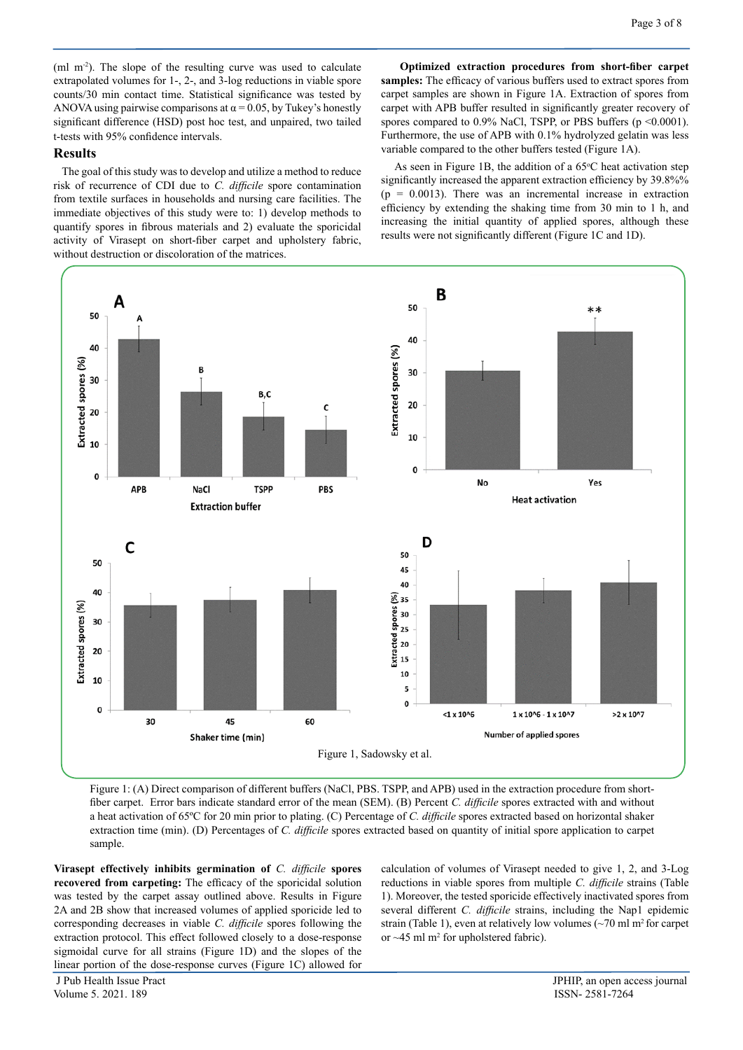(ml $m^{-2}$). The slope of the resulting curve was used to calculate extrapolated volumes for 1-, 2-, and 3-log reductions in viable spore counts/30 min contact time. Statistical significance was tested by ANOVA using pairwise comparisons at $\alpha = 0.05$, by Tukey's honestly significant difference (HSD) post hoc test, and unpaired, two tailed t-tests with 95% confidence intervals.

## Results

The goal of this study was to develop and utilize a method to reduce risk of recurrence of CDI due to *C. difficile* spore contamination from textile surfaces in households and nursing care facilities. The immediate objectives of this study were to: 1) develop methods to quantify spores in fibrous materials and 2) evaluate the sporicidal activity of Virasept on short-fiber carpet and upholstery fabric, without destruction or discoloration of the matrices.

**Optimized extraction procedures from short-fiber carpet samples:** The efficacy of various buffers used to extract spores from carpet samples are shown in Figure 1A. Extraction of spores from carpet with APB buffer resulted in significantly greater recovery of spores compared to 0.9% NaCl, TSPP, or PBS buffers ($p < 0.0001$). Furthermore, the use of APB with 0.1% hydrolyzed gelatin was less variable compared to the other buffers tested (Figure 1A).

As seen in Figure 1B, the addition of a 65°C heat activation step significantly increased the apparent extraction efficiency by 39.8%% ($p = 0.0013$). There was an incremental increase in extraction efficiency by extending the shaking time from 30 min to 1 h, and increasing the initial quantity of applied spores, although these results were not significantly different (Figure 1C and 1D).

Figure 1, Sadowsky et al.

Figure 1: (A) Direct comparison of different buffers (NaCl, PBS. TSPP, and APB) used in the extraction procedure from short-fiber carpet. Error bars indicate standard error of the mean (SEM). (B) Percent *C. difficile* spores extracted with and without a heat activation of 65ºC for 20 min prior to plating. (C) Percentage of *C. difficile* spores extracted based on horizontal shaker extraction time (min). (D) Percentages of *C. difficile* spores extracted based on quantity of initial spore application to carpet sample.

**Virasept effectively inhibits germination of *C. difficile* spores recovered from carpeting:** The efficacy of the sporicidal solution was tested by the carpet assay outlined above. Results in Figure 2A and 2B show that increased volumes of applied sporicide led to corresponding decreases in viable *C. difficile* spores following the extraction protocol. This effect followed closely to a dose-response sigmoidal curve for all strains (Figure 1D) and the slopes of the linear portion of the dose-response curves (Figure 1C) allowed for calculation of volumes of Virasept needed to give 1, 2, and 3-Log reductions in viable spores from multiple *C. difficile* strains (Table 1). Moreover, the tested sporicide effectively inactivated spores from several different *C. difficile* strains, including the Nap1 epidemic strain (Table 1), even at relatively low volumes (~70 ml $m^2$ for carpet or ~45 ml $m^2$ for upholstered fabric).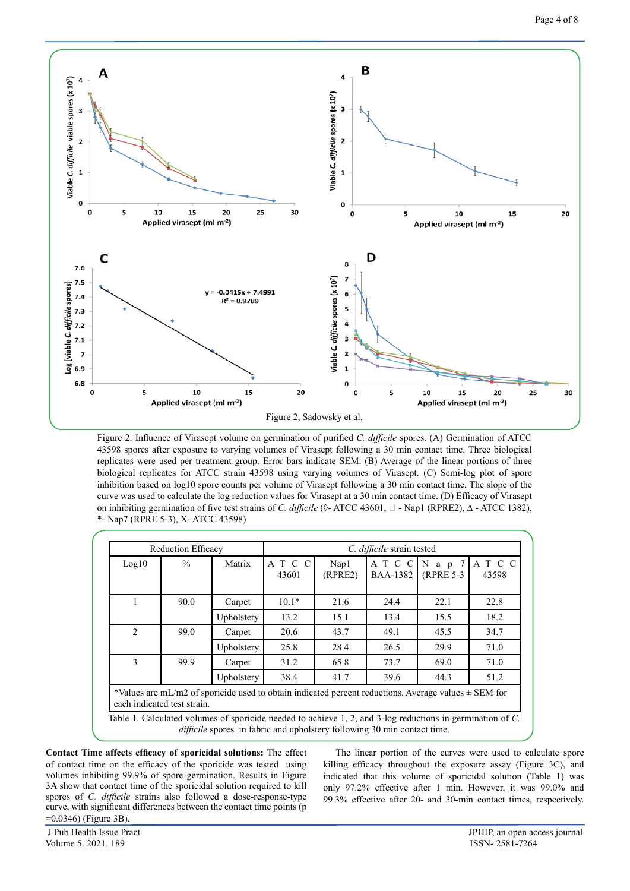Figure 2, Sadowsky et al.

Figure 2. Influence of Virasept volume on germination of purified *C. difficile* spores. (A) Germination of ATCC 43598 spores after exposure to varying volumes of Virasept following a 30 min contact time. Three biological replicates were used per treatment group. Error bars indicate SEM. (B) Average of the linear portions of three biological replicates for ATCC strain 43598 using varying volumes of Virasept. (C) Semi-log plot of spore inhibition based on log10 spore counts per volume of Virasept following a 30 min contact time. The slope of the curve was used to calculate the log reduction values for Virasept at a 30 min contact time. (D) Efficacy of Virasept on inhibiting germination of five test strains of *C. difficile* (◊- ATCC 43601, □ - Nap1 (RPRE2), Δ - ATCC 1382), *- Nap7 (RPRE 5-3), X- ATCC 43598)

| Reduction Efficacy | | | *C. difficile* strain tested | | | | |
|---|---|---|---|---|---|---|---|
| Log10 | % | Matrix | ATCC 43601 | Nap1 (RPRE2) | ATCC BAA-1382 | Nap7 (RPRE 5-3 | ATCC 43598 |
| 1 | 90.0 | Carpet | 10.1* | 21.6 | 24.4 | 22.1 | 22.8 |
| | | Upholstery | 13.2 | 15.1 | 13.4 | 15.5 | 18.2 |
| 2 | 99.0 | Carpet | 20.6 | 43.7 | 49.1 | 45.5 | 34.7 |
| | | Upholstery | 25.8 | 28.4 | 26.5 | 29.9 | 71.0 |
| 3 | 99.9 | Carpet | 31.2 | 65.8 | 73.7 | 69.0 | 71.0 |
| | | Upholstery | 38.4 | 41.7 | 39.6 | 44.3 | 51.2 |

*Values are mL/m2 of sporicide used to obtain indicated percent reductions. Average values ± SEM for each indicated test strain.

Table 1. Calculated volumes of sporicide needed to achieve 1, 2, and 3-log reductions in germination of *C. difficile* spores in fabric and upholstery following 30 min contact time.

**Contact Time affects efficacy of sporicidal solutions:** The effect of contact time on the efficacy of the sporicide was tested using volumes inhibiting 99.9% of spore germination. Results in Figure 3A show that contact time of the sporicidal solution required to kill spores of *C. difficile* strains also followed a dose-response-type curve, with significant differences between the contact time points ($p$ =0.0346) (Figure 3B).

The linear portion of the curves were used to calculate spore killing efficacy throughout the exposure assay (Figure 3C), and indicated that this volume of sporicidal solution (Table 1) was only 97.2% effective after 1 min. However, it was 99.0% and 99.3% effective after 20- and 30-min contact times, respectively.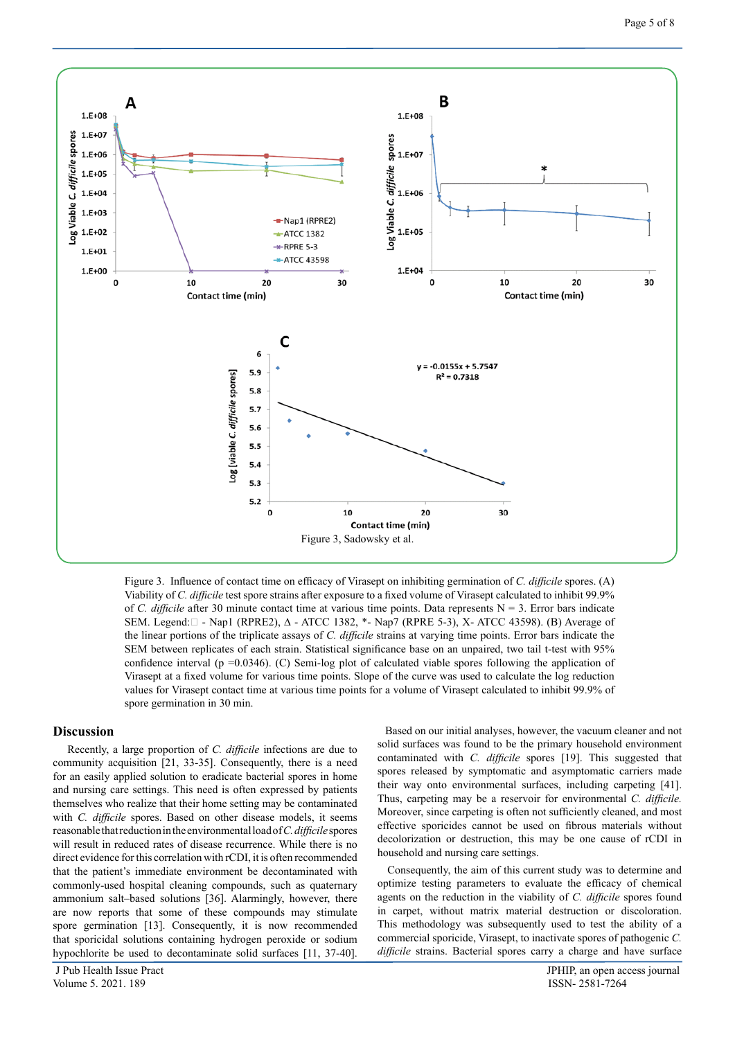Figure 3, Sadowsky et al.

Figure 3. Influence of contact time on efficacy of Virasept on inhibiting germination of *C. difficile* spores. (A) Viability of *C. difficile* test spore strains after exposure to a fixed volume of Virasept calculated to inhibit 99.9% of *C. difficile* after 30 minute contact time at various time points. Data represents N = 3. Error bars indicate SEM. Legend:□ - Nap1 (RPRE2), Δ - ATCC 1382, *- Nap7 (RPRE 5-3), X- ATCC 43598). (B) Average of the linear portions of the triplicate assays of *C. difficile* strains at varying time points. Error bars indicate the SEM between replicates of each strain. Statistical significance base on an unpaired, two tail t-test with 95% confidence interval (p =0.0346). (C) Semi-log plot of calculated viable spores following the application of Virasept at a fixed volume for various time points. Slope of the curve was used to calculate the log reduction values for Virasept contact time at various time points for a volume of Virasept calculated to inhibit 99.9% of spore germination in 30 min.

## Discussion

Recently, a large proportion of *C. difficile* infections are due to community acquisition [21, 33-35]. Consequently, there is a need for an easily applied solution to eradicate bacterial spores in home and nursing care settings. This need is often expressed by patients themselves who realize that their home setting may be contaminated with *C. difficile* spores. Based on other disease models, it seems reasonable that reduction in the environmental load of *C. difficile* spores will result in reduced rates of disease recurrence. While there is no direct evidence for this correlation with rCDI, it is often recommended that the patient's immediate environment be decontaminated with commonly-used hospital cleaning compounds, such as quaternary ammonium salt–based solutions [36]. Alarmingly, however, there are now reports that some of these compounds may stimulate spore germination [13]. Consequently, it is now recommended that sporicidal solutions containing hydrogen peroxide or sodium hypochlorite be used to decontaminate solid surfaces [11, 37-40].

Based on our initial analyses, however, the vacuum cleaner and not solid surfaces was found to be the primary household environment contaminated with *C. difficile* spores [19]. This suggested that spores released by symptomatic and asymptomatic carriers made their way onto environmental surfaces, including carpeting [41]. Thus, carpeting may be a reservoir for environmental *C. difficile.* Moreover, since carpeting is often not sufficiently cleaned, and most effective sporicides cannot be used on fibrous materials without decolorization or destruction, this may be one cause of rCDI in household and nursing care settings.

Consequently, the aim of this current study was to determine and optimize testing parameters to evaluate the efficacy of chemical agents on the reduction in the viability of *C. difficile* spores found in carpet, without matrix material destruction or discoloration. This methodology was subsequently used to test the ability of a commercial sporicide, Virasept, to inactivate spores of pathogenic *C. difficile* strains. Bacterial spores carry a charge and have surface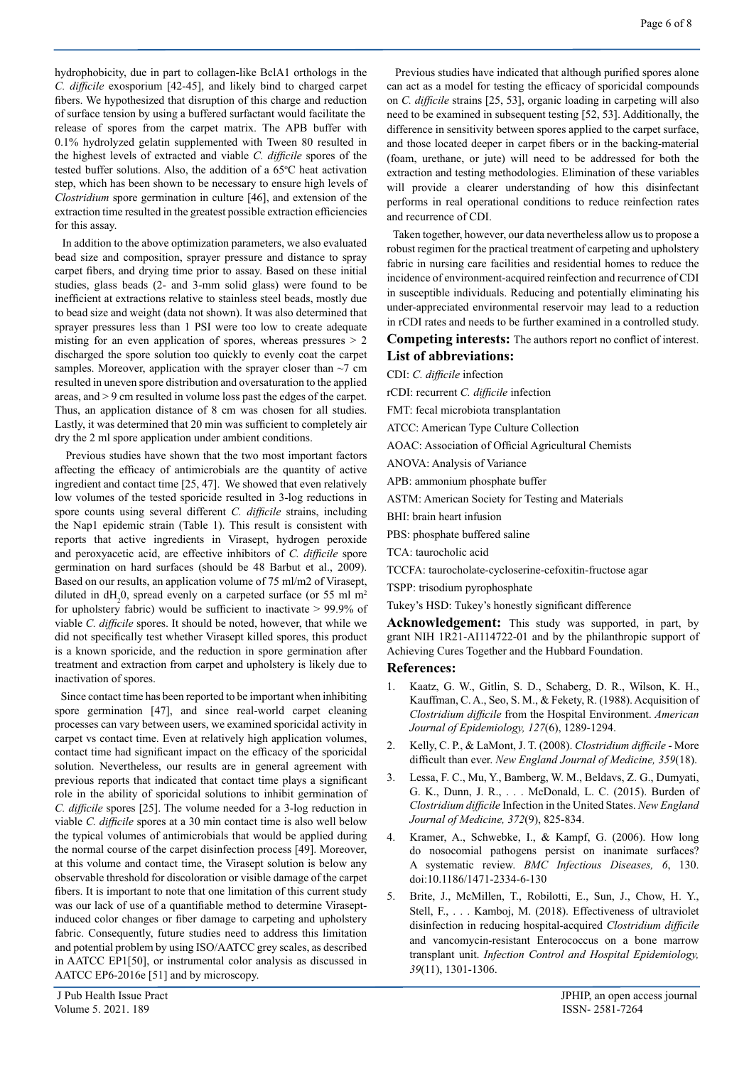hydrophobicity, due in part to collagen-like BclA1 orthologs in the *C. difficile* exosporium [42-45], and likely bind to charged carpet fibers. We hypothesized that disruption of this charge and reduction of surface tension by using a buffered surfactant would facilitate the release of spores from the carpet matrix. The APB buffer with 0.1% hydrolyzed gelatin supplemented with Tween 80 resulted in the highest levels of extracted and viable *C. difficile* spores of the tested buffer solutions. Also, the addition of a 65°C heat activation step, which has been shown to be necessary to ensure high levels of *Clostridium* spore germination in culture [46], and extension of the extraction time resulted in the greatest possible extraction efficiencies for this assay.

In addition to the above optimization parameters, we also evaluated bead size and composition, sprayer pressure and distance to spray carpet fibers, and drying time prior to assay. Based on these initial studies, glass beads (2- and 3-mm solid glass) were found to be inefficient at extractions relative to stainless steel beads, mostly due to bead size and weight (data not shown). It was also determined that sprayer pressures less than 1 PSI were too low to create adequate misting for an even application of spores, whereas pressures > 2 discharged the spore solution too quickly to evenly coat the carpet samples. Moreover, application with the sprayer closer than ~7 cm resulted in uneven spore distribution and oversaturation to the applied areas, and > 9 cm resulted in volume loss past the edges of the carpet. Thus, an application distance of 8 cm was chosen for all studies. Lastly, it was determined that 20 min was sufficient to completely air dry the 2 ml spore application under ambient conditions.

Previous studies have shown that the two most important factors affecting the efficacy of antimicrobials are the quantity of active ingredient and contact time [25, 47]. We showed that even relatively low volumes of the tested sporicide resulted in 3-log reductions in spore counts using several different *C. difficile* strains, including the Nap1 epidemic strain (Table 1). This result is consistent with reports that active ingredients in Virasept, hydrogen peroxide and peroxyacetic acid, are effective inhibitors of *C. difficile* spore germination on hard surfaces (should be 48 Barbut et al., 2009). Based on our results, an application volume of 75 ml/m2 of Virasept, diluted in $dH_20$, spread evenly on a carpeted surface (or 55 ml $m^2$ for upholstery fabric) would be sufficient to inactivate > 99.9% of viable *C. difficile* spores. It should be noted, however, that while we did not specifically test whether Virasept killed spores, this product is a known sporicide, and the reduction in spore germination after treatment and extraction from carpet and upholstery is likely due to inactivation of spores.

Since contact time has been reported to be important when inhibiting spore germination [47], and since real-world carpet cleaning processes can vary between users, we examined sporicidal activity in carpet vs contact time. Even at relatively high application volumes, contact time had significant impact on the efficacy of the sporicidal solution. Nevertheless, our results are in general agreement with previous reports that indicated that contact time plays a significant role in the ability of sporicidal solutions to inhibit germination of *C. difficile* spores [25]. The volume needed for a 3-log reduction in viable *C. difficile* spores at a 30 min contact time is also well below the typical volumes of antimicrobials that would be applied during the normal course of the carpet disinfection process [49]. Moreover, at this volume and contact time, the Virasept solution is below any observable threshold for discoloration or visible damage of the carpet fibers. It is important to note that one limitation of this current study was our lack of use of a quantifiable method to determine Virasept-induced color changes or fiber damage to carpeting and upholstery fabric. Consequently, future studies need to address this limitation and potential problem by using ISO/AATCC grey scales, as described in AATCC EP1[50], or instrumental color analysis as discussed in AATCC EP6-2016e [51] and by microscopy.

Previous studies have indicated that although purified spores alone can act as a model for testing the efficacy of sporicidal compounds on *C. difficile* strains [25, 53], organic loading in carpeting will also need to be examined in subsequent testing [52, 53]. Additionally, the difference in sensitivity between spores applied to the carpet surface, and those located deeper in carpet fibers or in the backing-material (foam, urethane, or jute) will need to be addressed for both the extraction and testing methodologies. Elimination of these variables will provide a clearer understanding of how this disinfectant performs in real operational conditions to reduce reinfection rates and recurrence of CDI.

Taken together, however, our data nevertheless allow us to propose a robust regimen for the practical treatment of carpeting and upholstery fabric in nursing care facilities and residential homes to reduce the incidence of environment-acquired reinfection and recurrence of CDI in susceptible individuals. Reducing and potentially eliminating his under-appreciated environmental reservoir may lead to a reduction in rCDI rates and needs to be further examined in a controlled study.

**Competing interests:** The authors report no conflict of interest.

## List of abbreviations:

CDI: *C. difficile* infection

rCDI: recurrent *C. difficile* infection

FMT: fecal microbiota transplantation

ATCC: American Type Culture Collection

AOAC: Association of Official Agricultural Chemists

ANOVA: Analysis of Variance

APB: ammonium phosphate buffer

ASTM: American Society for Testing and Materials

BHI: brain heart infusion

PBS: phosphate buffered saline

TCA: taurocholic acid

TCCFA: taurocholate-cycloserine-cefoxitin-fructose agar

TSPP: trisodium pyrophosphate

Tukey's HSD: Tukey's honestly significant difference

**Acknowledgement:** This study was supported, in part, by grant NIH 1R21-AI114722-01 and by the philanthropic support of Achieving Cures Together and the Hubbard Foundation.

## References:

1. Kaatz, G. W., Gitlin, S. D., Schaberg, D. R., Wilson, K. H., Kauffman, C. A., Seo, S. M., & Fekety, R. (1988). Acquisition of *Clostridium difficile* from the Hospital Environment. *American Journal of Epidemiology, 127*(6), 1289-1294.
2. Kelly, C. P., & LaMont, J. T. (2008). *Clostridium difficile* - More difficult than ever. *New England Journal of Medicine, 359*(18).
3. Lessa, F. C., Mu, Y., Bamberg, W. M., Beldavs, Z. G., Dumyati, G. K., Dunn, J. R., . . . McDonald, L. C. (2015). Burden of *Clostridium difficile* Infection in the United States. *New England Journal of Medicine, 372*(9), 825-834.
4. Kramer, A., Schwebke, I., & Kampf, G. (2006). How long do nosocomial pathogens persist on inanimate surfaces? A systematic review. *BMC Infectious Diseases, 6*, 130. doi:10.1186/1471-2334-6-130
5. Brite, J., McMillen, T., Robilotti, E., Sun, J., Chow, H. Y., Stell, F., . . . Kamboj, M. (2018). Effectiveness of ultraviolet disinfection in reducing hospital-acquired *Clostridium difficile* and vancomycin-resistant Enterococcus on a bone marrow transplant unit. *Infection Control and Hospital Epidemiology, 39*(11), 1301-1306.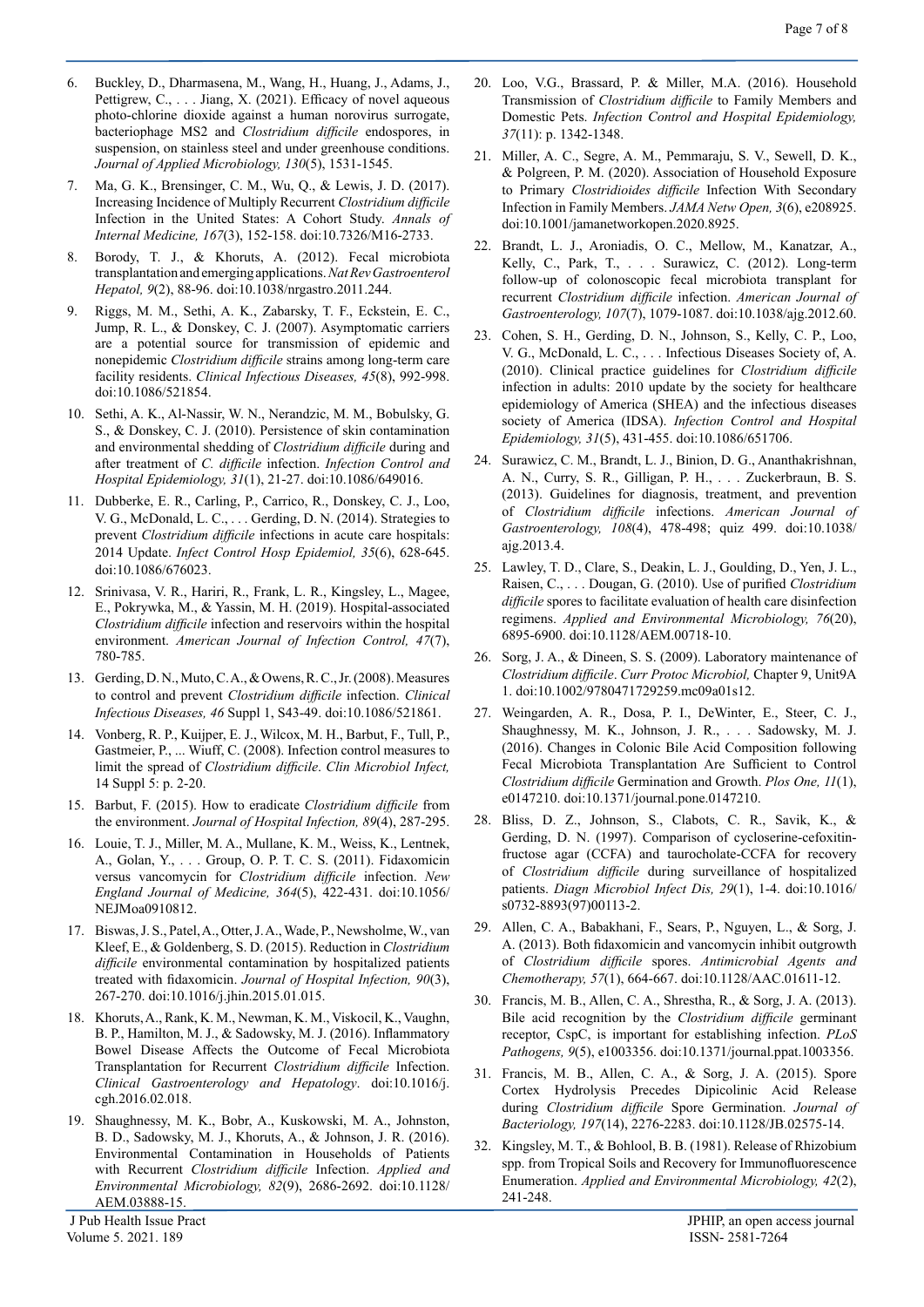6. Buckley, D., Dharmasena, M., Wang, H., Huang, J., Adams, J., Pettigrew, C., . . . Jiang, X. (2021). Efficacy of novel aqueous photo-chlorine dioxide against a human norovirus surrogate, bacteriophage MS2 and *Clostridium difficile* endospores, in suspension, on stainless steel and under greenhouse conditions. *Journal of Applied Microbiology, 130*(5), 1531-1545.

7. Ma, G. K., Brensinger, C. M., Wu, Q., & Lewis, J. D. (2017). Increasing Incidence of Multiply Recurrent *Clostridium difficile* Infection in the United States: A Cohort Study. *Annals of Internal Medicine, 167*(3), 152-158. doi:10.7326/M16-2733.

8. Borody, T. J., & Khoruts, A. (2012). Fecal microbiota transplantation and emerging applications. *Nat Rev Gastroenterol Hepatol, 9*(2), 88-96. doi:10.1038/nrgastro.2011.244.

9. Riggs, M. M., Sethi, A. K., Zabarsky, T. F., Eckstein, E. C., Jump, R. L., & Donskey, C. J. (2007). Asymptomatic carriers are a potential source for transmission of epidemic and nonepidemic *Clostridium difficile* strains among long-term care facility residents. *Clinical Infectious Diseases, 45*(8), 992-998. doi:10.1086/521854.

10. Sethi, A. K., Al-Nassir, W. N., Nerandzic, M. M., Bobulsky, G. S., & Donskey, C. J. (2010). Persistence of skin contamination and environmental shedding of *Clostridium difficile* during and after treatment of *C. difficile* infection. *Infection Control and Hospital Epidemiology, 31*(1), 21-27. doi:10.1086/649016.

11. Dubberke, E. R., Carling, P., Carrico, R., Donskey, C. J., Loo, V. G., McDonald, L. C., . . . Gerding, D. N. (2014). Strategies to prevent *Clostridium difficile* infections in acute care hospitals: 2014 Update. *Infect Control Hosp Epidemiol, 35*(6), 628-645. doi:10.1086/676023.

12. Srinivasa, V. R., Hariri, R., Frank, L. R., Kingsley, L., Magee, E., Pokrywka, M., & Yassin, M. H. (2019). Hospital-associated *Clostridium difficile* infection and reservoirs within the hospital environment. *American Journal of Infection Control, 47*(7), 780-785.

13. Gerding, D. N., Muto, C. A., & Owens, R. C., Jr. (2008). Measures to control and prevent *Clostridium difficile* infection. *Clinical Infectious Diseases, 46* Suppl 1, S43-49. doi:10.1086/521861.

14. Vonberg, R. P., Kuijper, E. J., Wilcox, M. H., Barbut, F., Tull, P., Gastmeier, P., ... Wiuff, C. (2008). Infection control measures to limit the spread of *Clostridium difficile*. *Clin Microbiol Infect,* 14 Suppl 5: p. 2-20.

15. Barbut, F. (2015). How to eradicate *Clostridium difficile* from the environment. *Journal of Hospital Infection, 89*(4), 287-295.

16. Louie, T. J., Miller, M. A., Mullane, K. M., Weiss, K., Lentnek, A., Golan, Y., . . . Group, O. P. T. C. S. (2011). Fidaxomicin versus vancomycin for *Clostridium difficile* infection. *New England Journal of Medicine, 364*(5), 422-431. doi:10.1056/NEJMoa0910812.

17. Biswas, J. S., Patel, A., Otter, J. A., Wade, P., Newsholme, W., van Kleef, E., & Goldenberg, S. D. (2015). Reduction in *Clostridium difficile* environmental contamination by hospitalized patients treated with fidaxomicin. *Journal of Hospital Infection, 90*(3), 267-270. doi:10.1016/j.jhin.2015.01.015.

18. Khoruts, A., Rank, K. M., Newman, K. M., Viskocil, K., Vaughn, B. P., Hamilton, M. J., & Sadowsky, M. J. (2016). Inflammatory Bowel Disease Affects the Outcome of Fecal Microbiota Transplantation for Recurrent *Clostridium difficile* Infection. *Clinical Gastroenterology and Hepatology*. doi:10.1016/j.cgh.2016.02.018.

19. Shaughnessy, M. K., Bobr, A., Kuskowski, M. A., Johnston, B. D., Sadowsky, M. J., Khoruts, A., & Johnson, J. R. (2016). Environmental Contamination in Households of Patients with Recurrent *Clostridium difficile* Infection. *Applied and Environmental Microbiology, 82*(9), 2686-2692. doi:10.1128/AEM.03888-15.

20. Loo, V.G., Brassard, P. & Miller, M.A. (2016). Household Transmission of *Clostridium difficile* to Family Members and Domestic Pets. *Infection Control and Hospital Epidemiology, 37*(11): p. 1342-1348.

21. Miller, A. C., Segre, A. M., Pemmaraju, S. V., Sewell, D. K., & Polgreen, P. M. (2020). Association of Household Exposure to Primary *Clostridioides difficile* Infection With Secondary Infection in Family Members. *JAMA Netw Open, 3*(6), e208925. doi:10.1001/jamanetworkopen.2020.8925.

22. Brandt, L. J., Aroniadis, O. C., Mellow, M., Kanatzar, A., Kelly, C., Park, T., . . . Surawicz, C. (2012). Long-term follow-up of colonoscopic fecal microbiota transplant for recurrent *Clostridium difficile* infection. *American Journal of Gastroenterology, 107*(7), 1079-1087. doi:10.1038/ajg.2012.60.

23. Cohen, S. H., Gerding, D. N., Johnson, S., Kelly, C. P., Loo, V. G., McDonald, L. C., . . . Infectious Diseases Society of, A. (2010). Clinical practice guidelines for *Clostridium difficile* infection in adults: 2010 update by the society for healthcare epidemiology of America (SHEA) and the infectious diseases society of America (IDSA). *Infection Control and Hospital Epidemiology, 31*(5), 431-455. doi:10.1086/651706.

24. Surawicz, C. M., Brandt, L. J., Binion, D. G., Ananthakrishnan, A. N., Curry, S. R., Gilligan, P. H., . . . Zuckerbraun, B. S. (2013). Guidelines for diagnosis, treatment, and prevention of *Clostridium difficile* infections. *American Journal of Gastroenterology, 108*(4), 478-498; quiz 499. doi:10.1038/ajg.2013.4.

25. Lawley, T. D., Clare, S., Deakin, L. J., Goulding, D., Yen, J. L., Raisen, C., . . . Dougan, G. (2010). Use of purified *Clostridium difficile* spores to facilitate evaluation of health care disinfection regimens. *Applied and Environmental Microbiology, 76*(20), 6895-6900. doi:10.1128/AEM.00718-10.

26. Sorg, J. A., & Dineen, S. S. (2009). Laboratory maintenance of *Clostridium difficile*. *Curr Protoc Microbiol,* Chapter 9, Unit9A 1. doi:10.1002/9780471729259.mc09a01s12.

27. Weingarden, A. R., Dosa, P. I., DeWinter, E., Steer, C. J., Shaughnessy, M. K., Johnson, J. R., . . . Sadowsky, M. J. (2016). Changes in Colonic Bile Acid Composition following Fecal Microbiota Transplantation Are Sufficient to Control *Clostridium difficile* Germination and Growth. *Plos One, 11*(1), e0147210. doi:10.1371/journal.pone.0147210.

28. Bliss, D. Z., Johnson, S., Clabots, C. R., Savik, K., & Gerding, D. N. (1997). Comparison of cycloserine-cefoxitin-fructose agar (CCFA) and taurocholate-CCFA for recovery of *Clostridium difficile* during surveillance of hospitalized patients. *Diagn Microbiol Infect Dis, 29*(1), 1-4. doi:10.1016/s0732-8893(97)00113-2.

29. Allen, C. A., Babakhani, F., Sears, P., Nguyen, L., & Sorg, J. A. (2013). Both fidaxomicin and vancomycin inhibit outgrowth of *Clostridium difficile* spores. *Antimicrobial Agents and Chemotherapy, 57*(1), 664-667. doi:10.1128/AAC.01611-12.

30. Francis, M. B., Allen, C. A., Shrestha, R., & Sorg, J. A. (2013). Bile acid recognition by the *Clostridium difficile* germinant receptor, CspC, is important for establishing infection. *PLoS Pathogens, 9*(5), e1003356. doi:10.1371/journal.ppat.1003356.

31. Francis, M. B., Allen, C. A., & Sorg, J. A. (2015). Spore Cortex Hydrolysis Precedes Dipicolinic Acid Release during *Clostridium difficile* Spore Germination. *Journal of Bacteriology, 197*(14), 2276-2283. doi:10.1128/JB.02575-14.

32. Kingsley, M. T., & Bohlool, B. B. (1981). Release of Rhizobium spp. from Tropical Soils and Recovery for Immunofluorescence Enumeration. *Applied and Environmental Microbiology, 42*(2), 241-248.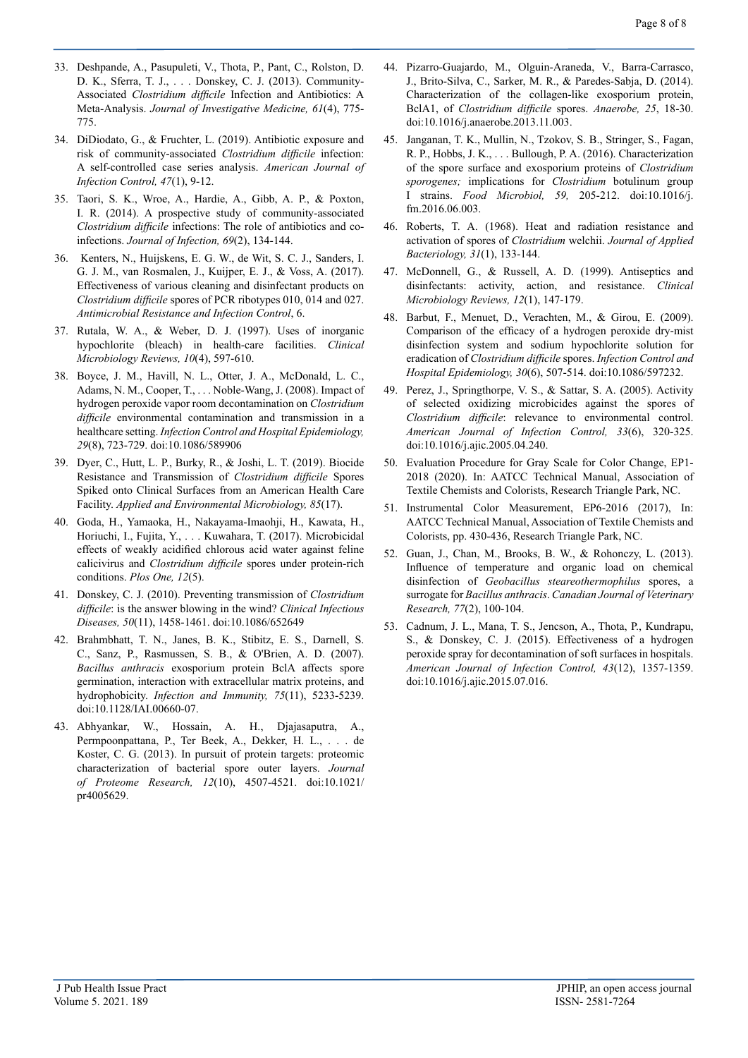33. Deshpande, A., Pasupuleti, V., Thota, P., Pant, C., Rolston, D. D. K., Sferra, T. J., . . . Donskey, C. J. (2013). Community-Associated *Clostridium difficile* Infection and Antibiotics: A Meta-Analysis. *Journal of Investigative Medicine, 61*(4), 775-775.

34. DiDiodato, G., & Fruchter, L. (2019). Antibiotic exposure and risk of community-associated *Clostridium difficile* infection: A self-controlled case series analysis. *American Journal of Infection Control, 47*(1), 9-12.

35. Taori, S. K., Wroe, A., Hardie, A., Gibb, A. P., & Poxton, I. R. (2014). A prospective study of community-associated *Clostridium difficile* infections: The role of antibiotics and co-infections. *Journal of Infection, 69*(2), 134-144.

36. Kenters, N., Huijskens, E. G. W., de Wit, S. C. J., Sanders, I. G. J. M., van Rosmalen, J., Kuijper, E. J., & Voss, A. (2017). Effectiveness of various cleaning and disinfectant products on *Clostridium difficile* spores of PCR ribotypes 010, 014 and 027. *Antimicrobial Resistance and Infection Control*, 6.

37. Rutala, W. A., & Weber, D. J. (1997). Uses of inorganic hypochlorite (bleach) in health-care facilities. *Clinical Microbiology Reviews, 10*(4), 597-610.

38. Boyce, J. M., Havill, N. L., Otter, J. A., McDonald, L. C., Adams, N. M., Cooper, T., . . . Noble-Wang, J. (2008). Impact of hydrogen peroxide vapor room decontamination on *Clostridium difficile* environmental contamination and transmission in a healthcare setting. *Infection Control and Hospital Epidemiology, 29*(8), 723-729. doi:10.1086/589906

39. Dyer, C., Hutt, L. P., Burky, R., & Joshi, L. T. (2019). Biocide Resistance and Transmission of *Clostridium difficile* Spores Spiked onto Clinical Surfaces from an American Health Care Facility. *Applied and Environmental Microbiology, 85*(17).

40. Goda, H., Yamaoka, H., Nakayama-Imaohji, H., Kawata, H., Horiuchi, I., Fujita, Y., . . . Kuwahara, T. (2017). Microbicidal effects of weakly acidified chlorous acid water against feline calicivirus and *Clostridium difficile* spores under protein-rich conditions. *Plos One, 12*(5).

41. Donskey, C. J. (2010). Preventing transmission of *Clostridium difficile*: is the answer blowing in the wind? *Clinical Infectious Diseases, 50*(11), 1458-1461. doi:10.1086/652649

42. Brahmbhatt, T. N., Janes, B. K., Stibitz, E. S., Darnell, S. C., Sanz, P., Rasmussen, S. B., & O'Brien, A. D. (2007). *Bacillus anthracis* exosporium protein BclA affects spore germination, interaction with extracellular matrix proteins, and hydrophobicity. *Infection and Immunity, 75*(11), 5233-5239. doi:10.1128/IAI.00660-07.

43. Abhyankar, W., Hossain, A. H., Djajasaputra, A., Permpoonpattana, P., Ter Beek, A., Dekker, H. L., . . . de Koster, C. G. (2013). In pursuit of protein targets: proteomic characterization of bacterial spore outer layers. *Journal of Proteome Research, 12*(10), 4507-4521. doi:10.1021/pr4005629.

44. Pizarro-Guajardo, M., Olguin-Araneda, V., Barra-Carrasco, J., Brito-Silva, C., Sarker, M. R., & Paredes-Sabja, D. (2014). Characterization of the collagen-like exosporium protein, BclA1, of *Clostridium difficile* spores. *Anaerobe, 25*, 18-30. doi:10.1016/j.anaerobe.2013.11.003.

45. Janganan, T. K., Mullin, N., Tzokov, S. B., Stringer, S., Fagan, R. P., Hobbs, J. K., . . . Bullough, P. A. (2016). Characterization of the spore surface and exosporium proteins of *Clostridium sporogenes;* implications for *Clostridium* botulinum group I strains. *Food Microbiol, 59,* 205-212. doi:10.1016/j.fm.2016.06.003.

46. Roberts, T. A. (1968). Heat and radiation resistance and activation of spores of *Clostridium* welchii. *Journal of Applied Bacteriology, 31*(1), 133-144.

47. McDonnell, G., & Russell, A. D. (1999). Antiseptics and disinfectants: activity, action, and resistance. *Clinical Microbiology Reviews, 12*(1), 147-179.

48. Barbut, F., Menuet, D., Verachten, M., & Girou, E. (2009). Comparison of the efficacy of a hydrogen peroxide dry-mist disinfection system and sodium hypochlorite solution for eradication of *Clostridium difficile* spores. *Infection Control and Hospital Epidemiology, 30*(6), 507-514. doi:10.1086/597232.

49. Perez, J., Springthorpe, V. S., & Sattar, S. A. (2005). Activity of selected oxidizing microbicides against the spores of *Clostridium difficile*: relevance to environmental control. *American Journal of Infection Control, 33*(6), 320-325. doi:10.1016/j.ajic.2005.04.240.

50. Evaluation Procedure for Gray Scale for Color Change, EP1-2018 (2020). In: AATCC Technical Manual, Association of Textile Chemists and Colorists, Research Triangle Park, NC.

51. Instrumental Color Measurement, EP6-2016 (2017), In: AATCC Technical Manual, Association of Textile Chemists and Colorists, pp. 430-436, Research Triangle Park, NC.

52. Guan, J., Chan, M., Brooks, B. W., & Rohonczy, L. (2013). Influence of temperature and organic load on chemical disinfection of *Geobacillus steareothermophilus* spores, a surrogate for *Bacillus anthracis*. *Canadian Journal of Veterinary Research, 77*(2), 100-104.

53. Cadnum, J. L., Mana, T. S., Jencson, A., Thota, P., Kundrapu, S., & Donskey, C. J. (2015). Effectiveness of a hydrogen peroxide spray for decontamination of soft surfaces in hospitals. *American Journal of Infection Control, 43*(12), 1357-1359. doi:10.1016/j.ajic.2015.07.016.